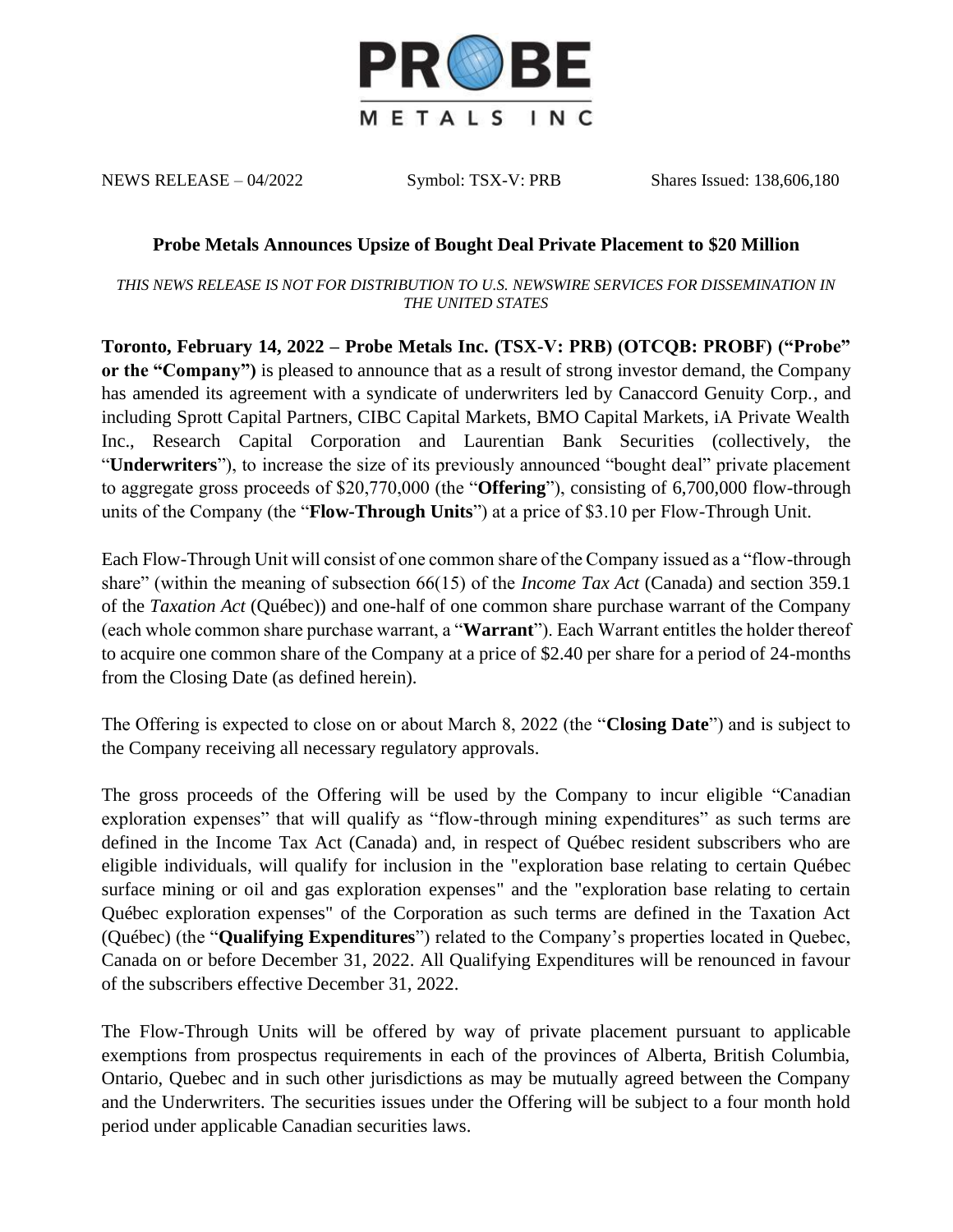PROBE METALS INC

NEWS RELEASE – 04/2022 Symbol: TSX-V: PRB Shares Issued: 138,606,180

## Probe Metals Announces Upsize of Bought Deal Private Placement to $20 Million

*THIS NEWS RELEASE IS NOT FOR DISTRIBUTION TO U.S. NEWSWIRE SERVICES FOR DISSEMINATION IN THE UNITED STATES*

**Toronto, February 14, 2022 – Probe Metals Inc. (TSX-V: PRB) (OTCQB: PROBF) ("Probe" or the "Company")** is pleased to announce that as a result of strong investor demand, the Company has amended its agreement with a syndicate of underwriters led by Canaccord Genuity Corp., and including Sprott Capital Partners, CIBC Capital Markets, BMO Capital Markets, iA Private Wealth Inc., Research Capital Corporation and Laurentian Bank Securities (collectively, the "**Underwriters**"), to increase the size of its previously announced "bought deal" private placement to aggregate gross proceeds of $20,770,000 (the "**Offering**"), consisting of 6,700,000 flow-through units of the Company (the "**Flow-Through Units**") at a price of $3.10 per Flow-Through Unit.

Each Flow-Through Unit will consist of one common share of the Company issued as a "flow-through share" (within the meaning of subsection 66(15) of the *Income Tax Act* (Canada) and section 359.1 of the *Taxation Act* (Québec)) and one-half of one common share purchase warrant of the Company (each whole common share purchase warrant, a "**Warrant**"). Each Warrant entitles the holder thereof to acquire one common share of the Company at a price of $2.40 per share for a period of 24-months from the Closing Date (as defined herein).

The Offering is expected to close on or about March 8, 2022 (the "**Closing Date**") and is subject to the Company receiving all necessary regulatory approvals.

The gross proceeds of the Offering will be used by the Company to incur eligible "Canadian exploration expenses" that will qualify as "flow-through mining expenditures" as such terms are defined in the Income Tax Act (Canada) and, in respect of Québec resident subscribers who are eligible individuals, will qualify for inclusion in the "exploration base relating to certain Québec surface mining or oil and gas exploration expenses" and the "exploration base relating to certain Québec exploration expenses" of the Corporation as such terms are defined in the Taxation Act (Québec) (the "**Qualifying Expenditures**") related to the Company's properties located in Quebec, Canada on or before December 31, 2022. All Qualifying Expenditures will be renounced in favour of the subscribers effective December 31, 2022.

The Flow-Through Units will be offered by way of private placement pursuant to applicable exemptions from prospectus requirements in each of the provinces of Alberta, British Columbia, Ontario, Quebec and in such other jurisdictions as may be mutually agreed between the Company and the Underwriters. The securities issues under the Offering will be subject to a four month hold period under applicable Canadian securities laws.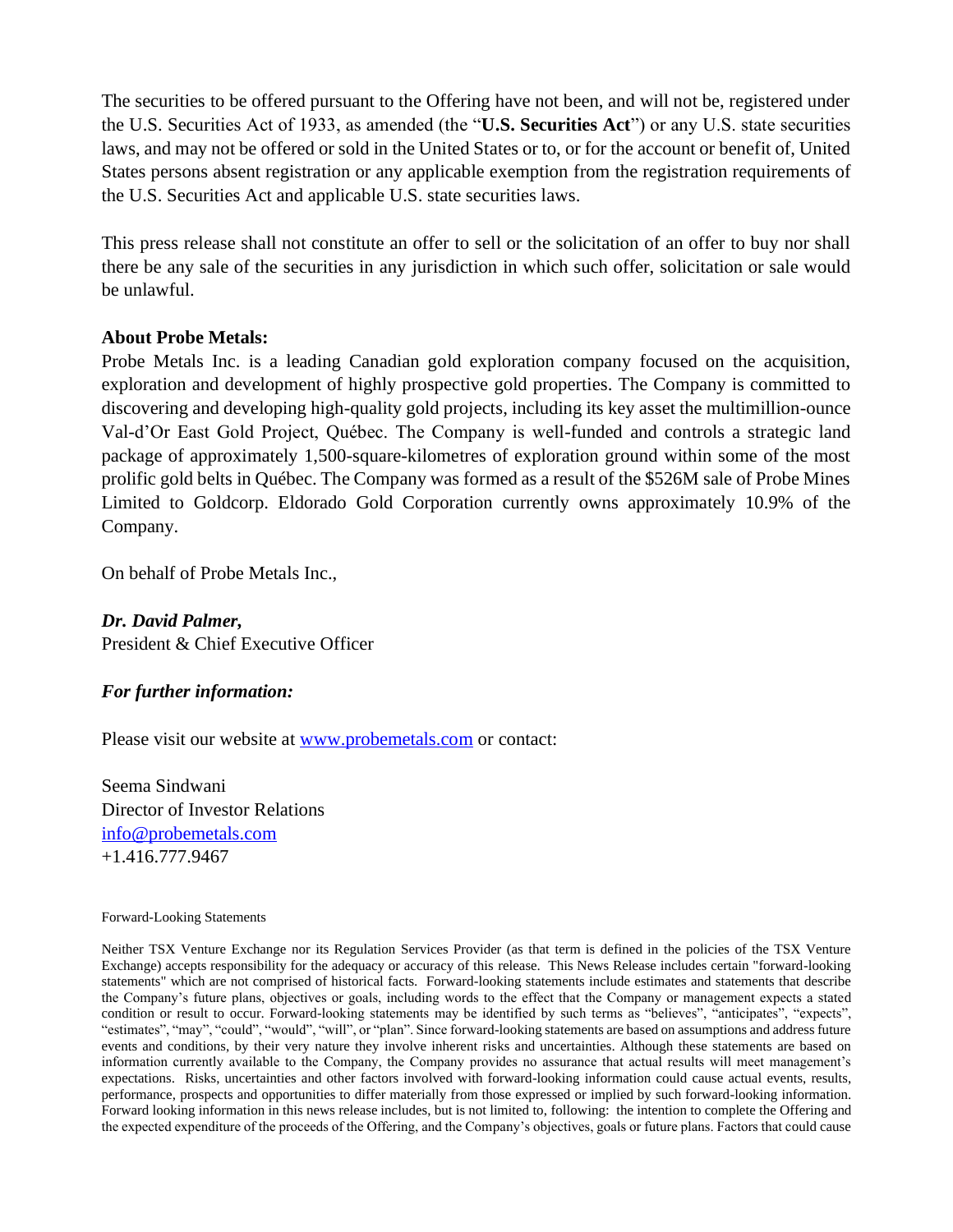The securities to be offered pursuant to the Offering have not been, and will not be, registered under the U.S. Securities Act of 1933, as amended (the "**U.S. Securities Act**") or any U.S. state securities laws, and may not be offered or sold in the United States or to, or for the account or benefit of, United States persons absent registration or any applicable exemption from the registration requirements of the U.S. Securities Act and applicable U.S. state securities laws.

This press release shall not constitute an offer to sell or the solicitation of an offer to buy nor shall there be any sale of the securities in any jurisdiction in which such offer, solicitation or sale would be unlawful.

**About Probe Metals:**
Probe Metals Inc. is a leading Canadian gold exploration company focused on the acquisition, exploration and development of highly prospective gold properties. The Company is committed to discovering and developing high-quality gold projects, including its key asset the multimillion-ounce Val-d'Or East Gold Project, Québec. The Company is well-funded and controls a strategic land package of approximately 1,500-square-kilometres of exploration ground within some of the most prolific gold belts in Québec. The Company was formed as a result of the $526M sale of Probe Mines Limited to Goldcorp. Eldorado Gold Corporation currently owns approximately 10.9% of the Company.

On behalf of Probe Metals Inc.,

***Dr. David Palmer,***
President & Chief Executive Officer

***For further information:***

Please visit our website at [www.probemetals.com](http://www.probemetals.com) or contact:

Seema Sindwani
Director of Investor Relations
[info@probemetals.com](mailto:info@probemetals.com)
+1.416.777.9467

Forward-Looking Statements

Neither TSX Venture Exchange nor its Regulation Services Provider (as that term is defined in the policies of the TSX Venture Exchange) accepts responsibility for the adequacy or accuracy of this release. This News Release includes certain "forward-looking statements" which are not comprised of historical facts. Forward-looking statements include estimates and statements that describe the Company's future plans, objectives or goals, including words to the effect that the Company or management expects a stated condition or result to occur. Forward-looking statements may be identified by such terms as "believes", "anticipates", "expects", "estimates", "may", "could", "would", "will", or "plan". Since forward-looking statements are based on assumptions and address future events and conditions, by their very nature they involve inherent risks and uncertainties. Although these statements are based on information currently available to the Company, the Company provides no assurance that actual results will meet management's expectations. Risks, uncertainties and other factors involved with forward-looking information could cause actual events, results, performance, prospects and opportunities to differ materially from those expressed or implied by such forward-looking information. Forward looking information in this news release includes, but is not limited to, following: the intention to complete the Offering and the expected expenditure of the proceeds of the Offering, and the Company's objectives, goals or future plans. Factors that could cause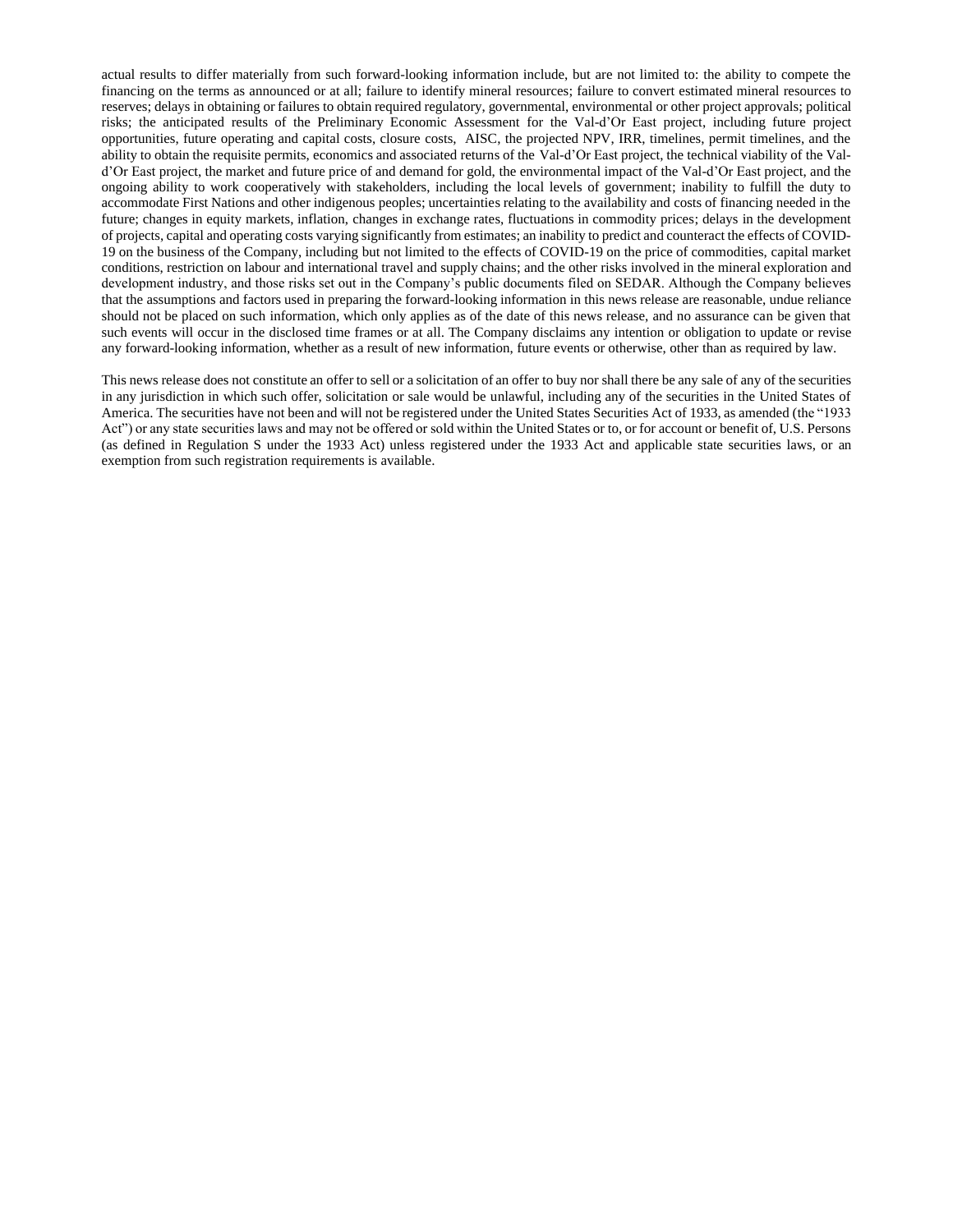actual results to differ materially from such forward-looking information include, but are not limited to: the ability to compete the financing on the terms as announced or at all; failure to identify mineral resources; failure to convert estimated mineral resources to reserves; delays in obtaining or failures to obtain required regulatory, governmental, environmental or other project approvals; political risks; the anticipated results of the Preliminary Economic Assessment for the Val-d'Or East project, including future project opportunities, future operating and capital costs, closure costs, AISC, the projected NPV, IRR, timelines, permit timelines, and the ability to obtain the requisite permits, economics and associated returns of the Val-d'Or East project, the technical viability of the Val-d'Or East project, the market and future price of and demand for gold, the environmental impact of the Val-d'Or East project, and the ongoing ability to work cooperatively with stakeholders, including the local levels of government; inability to fulfill the duty to accommodate First Nations and other indigenous peoples; uncertainties relating to the availability and costs of financing needed in the future; changes in equity markets, inflation, changes in exchange rates, fluctuations in commodity prices; delays in the development of projects, capital and operating costs varying significantly from estimates; an inability to predict and counteract the effects of COVID-19 on the business of the Company, including but not limited to the effects of COVID-19 on the price of commodities, capital market conditions, restriction on labour and international travel and supply chains; and the other risks involved in the mineral exploration and development industry, and those risks set out in the Company's public documents filed on SEDAR. Although the Company believes that the assumptions and factors used in preparing the forward-looking information in this news release are reasonable, undue reliance should not be placed on such information, which only applies as of the date of this news release, and no assurance can be given that such events will occur in the disclosed time frames or at all. The Company disclaims any intention or obligation to update or revise any forward-looking information, whether as a result of new information, future events or otherwise, other than as required by law.

This news release does not constitute an offer to sell or a solicitation of an offer to buy nor shall there be any sale of any of the securities in any jurisdiction in which such offer, solicitation or sale would be unlawful, including any of the securities in the United States of America. The securities have not been and will not be registered under the United States Securities Act of 1933, as amended (the "1933 Act") or any state securities laws and may not be offered or sold within the United States or to, or for account or benefit of, U.S. Persons (as defined in Regulation S under the 1933 Act) unless registered under the 1933 Act and applicable state securities laws, or an exemption from such registration requirements is available.